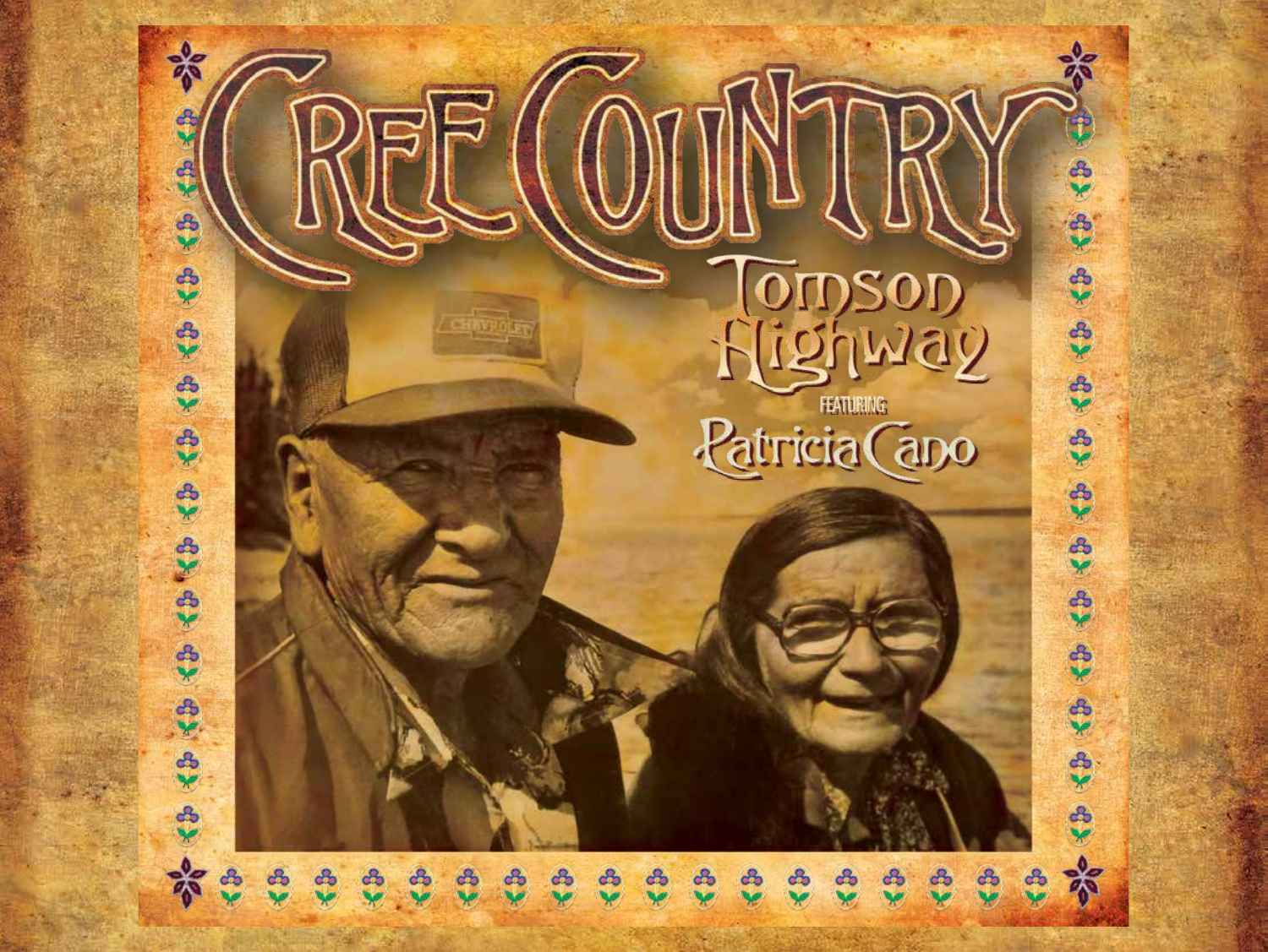# CREE COUNTRY

## Tomson Highway

FEATURING

## Patricia Cano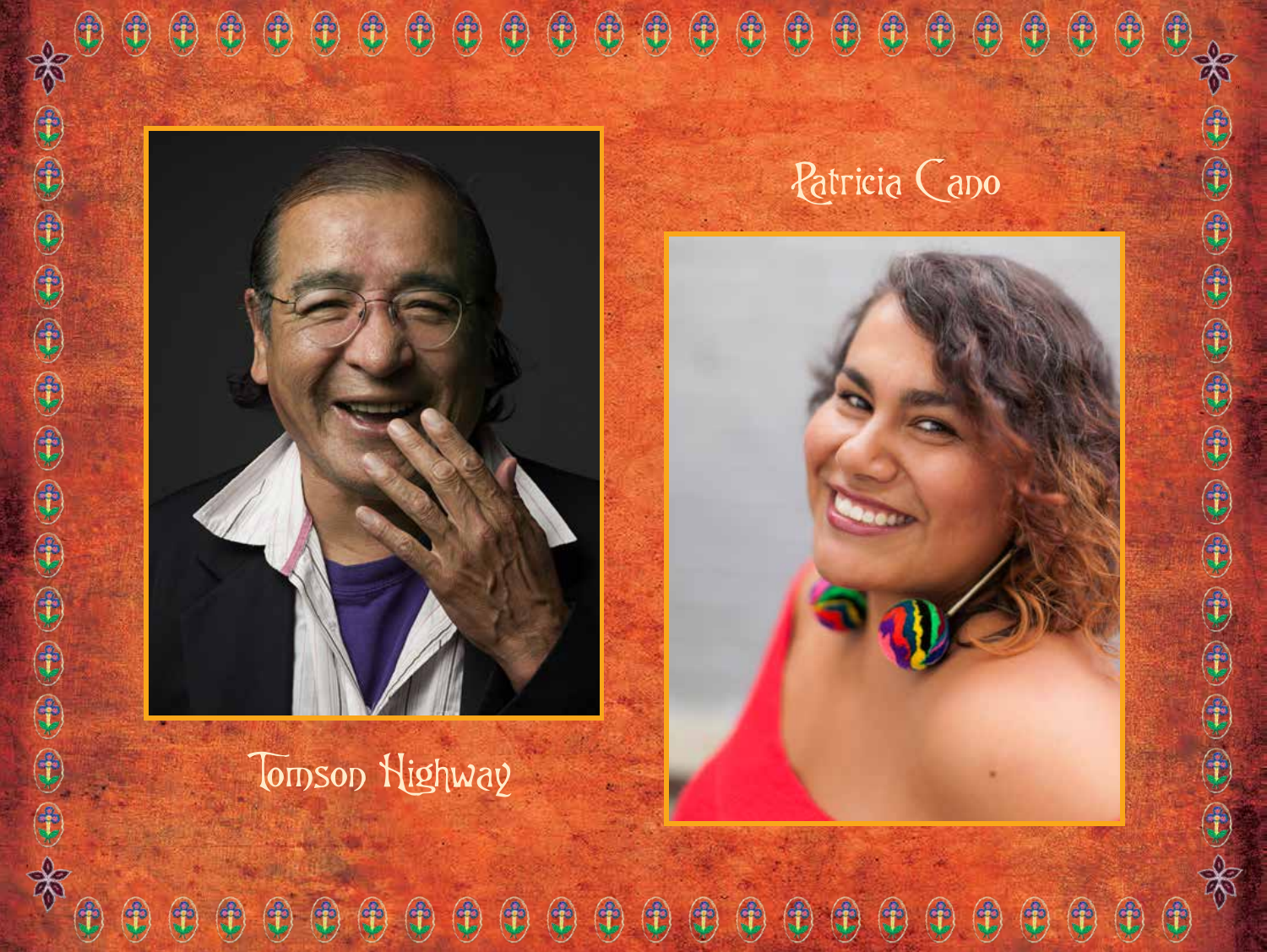Patricia Cano

Tomson Highway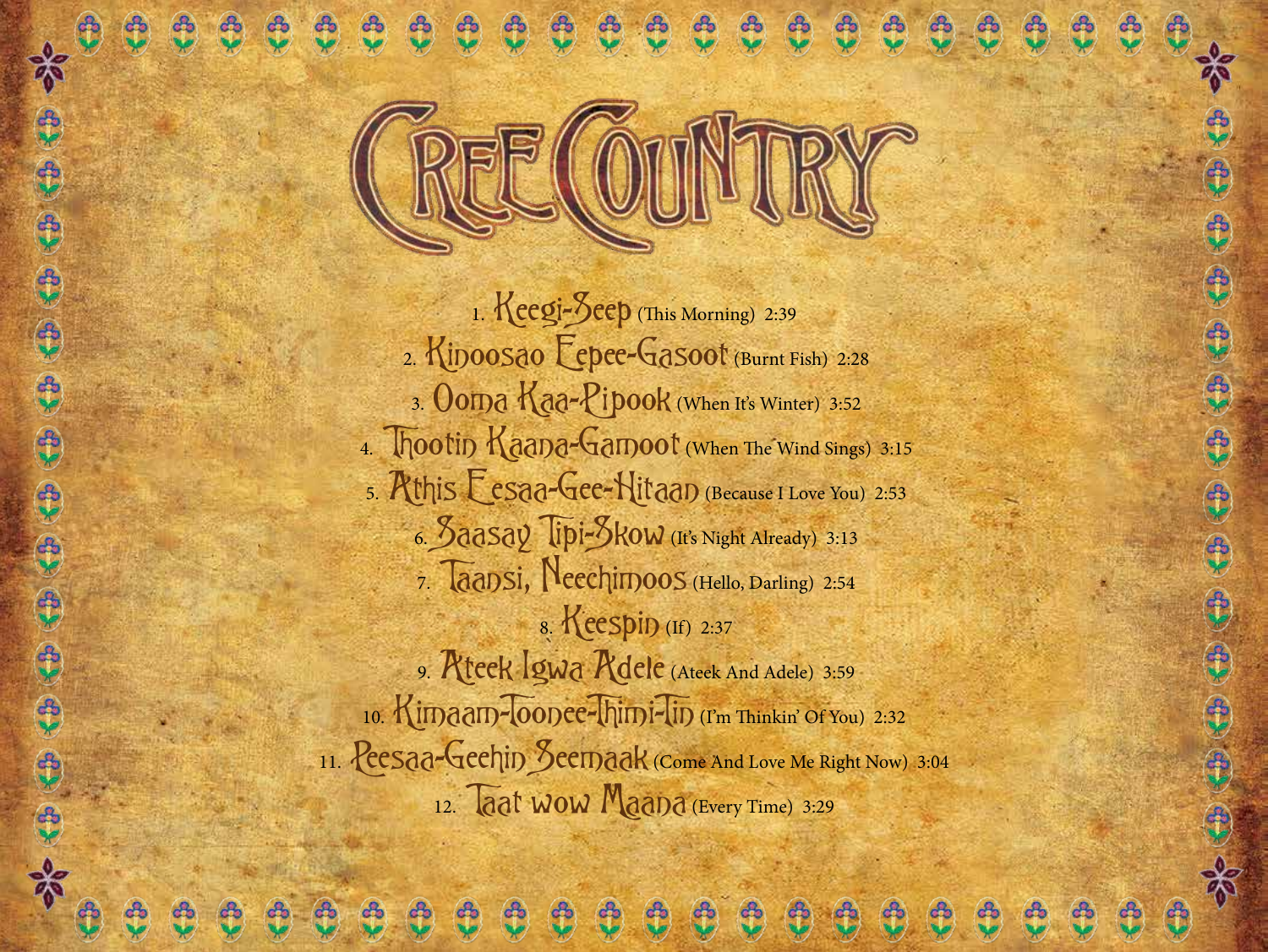# CREE COUNTRY

1. Keegi-Seep (This Morning) 2:39
2. Kinoosao Eepee-Gasoot (Burnt Fish) 2:28
3. Ooma Kaa-Pipook (When It's Winter) 3:52
4. Thootin Kaana-Gamoot (When The Wind Sings) 3:15
5. Athis Eesaa-Gee-Hitaan (Because I Love You) 2:53
6. Saasay Tipi-Skow (It's Night Already) 3:13
7. Taansi, Neechimoos (Hello, Darling) 2:54
8. Keespin (If) 2:37
9. Ateek Igwa Adele (Ateek And Adele) 3:59
10. Kimaam-Toonee-Thimi-Tin (I'm Thinkin' Of You) 2:32
11. Peesaa-Geehin Seemaak (Come And Love Me Right Now) 3:04
12. Taat wow Maana (Every Time) 3:29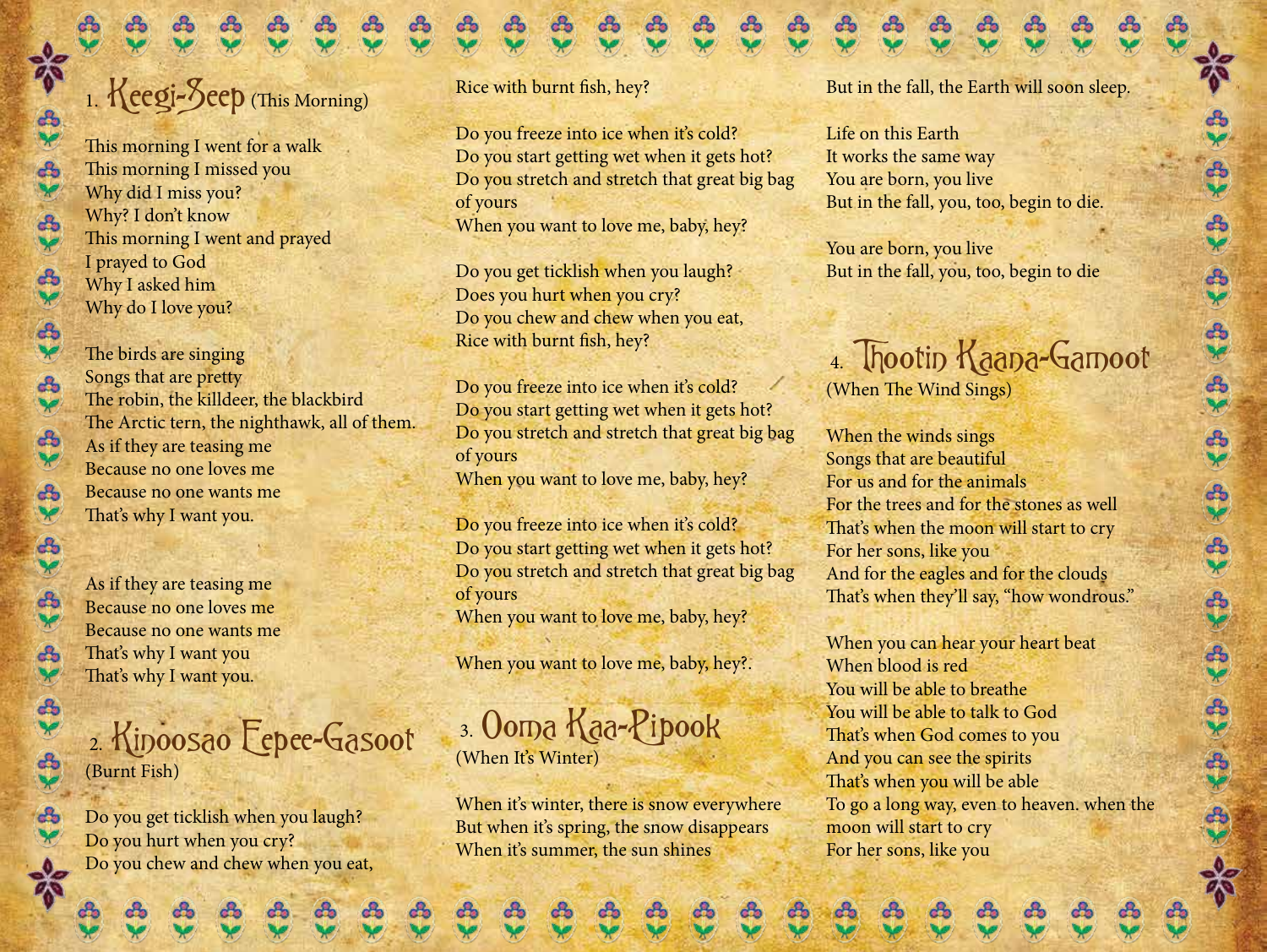## 1. Keegi-Seep (This Morning)

This morning I went for a walk
This morning I missed you
Why did I miss you?
Why? I don't know
This morning I went and prayed
I prayed to God
Why I asked him
Why do I love you?

The birds are singing
Songs that are pretty
The robin, the killdeer, the blackbird
The Arctic tern, the nighthawk, all of them.
As if they are teasing me
Because no one loves me
Because no one wants me
That's why I want you.

As if they are teasing me
Because no one loves me
Because no one wants me
That's why I want you
That's why I want you.

## 2. Kinoosao Epee-Gasoot (Burnt Fish)

Do you get ticklish when you laugh?
Do you hurt when you cry?
Do you chew and chew when you eat,
Rice with burnt fish, hey?

Do you freeze into ice when it's cold?
Do you start getting wet when it gets hot?
Do you stretch and stretch that great big bag of yours
When you want to love me, baby, hey?

Do you get ticklish when you laugh?
Does you hurt when you cry?
Do you chew and chew when you eat,
Rice with burnt fish, hey?

Do you freeze into ice when it's cold?
Do you start getting wet when it gets hot?
Do you stretch and stretch that great big bag of yours
When you want to love me, baby, hey?

Do you freeze into ice when it's cold?
Do you start getting wet when it gets hot?
Do you stretch and stretch that great big bag of yours
When you want to love me, baby, hey?

When you want to love me, baby, hey?.

## 3. Ooma Kaa-Pipook (When It's Winter)

When it's winter, there is snow everywhere
But when it's spring, the snow disappears
When it's summer, the sun shines
But in the fall, the Earth will soon sleep.

Life on this Earth
It works the same way
You are born, you live
But in the fall, you, too, begin to die.

You are born, you live
But in the fall, you, too, begin to die

## 4. Thootin Kaana-Gamoot (When The Wind Sings)

When the winds sings
Songs that are beautiful
For us and for the animals
For the trees and for the stones as well
That's when the moon will start to cry
For her sons, like you
And for the eagles and for the clouds
That's when they'll say, "how wondrous."

When you can hear your heart beat
When blood is red
You will be able to breathe
You will be able to talk to God
That's when God comes to you
And you can see the spirits
That's when you will be able
To go a long way, even to heaven. when the moon will start to cry
For her sons, like you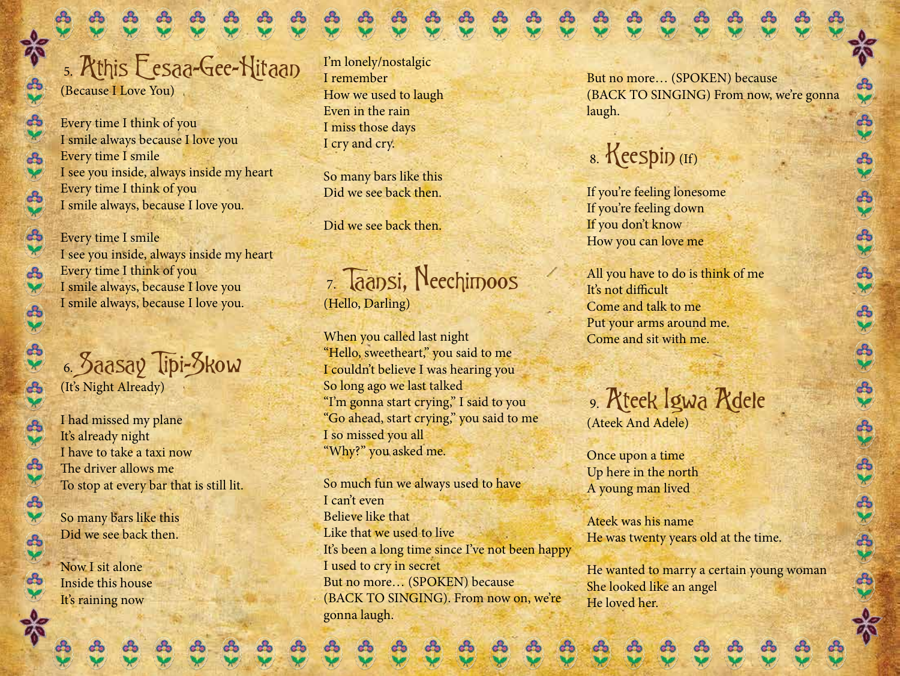## 5. Athis Eesaa-Gee-Hitaan

(Because I Love You)

Every time I think of you  
I smile always because I love you  
Every time I smile  
I see you inside, always inside my heart  
Every time I think of you  
I smile always, because I love you.

Every time I smile  
I see you inside, always inside my heart  
Every time I think of you  
I smile always, because I love you  
I smile always, because I love you.

## 6. Saasay Tipi-Skow

(It's Night Already)

I had missed my plane  
It's already night  
I have to take a taxi now  
The driver allows me  
To stop at every bar that is still lit.

So many bars like this  
Did we see back then.

Now I sit alone  
Inside this house  
It's raining now  
I'm lonely/nostalgic  
I remember  
How we used to laugh  
Even in the rain  
I miss those days  
I cry and cry.

So many bars like this  
Did we see back then.

Did we see back then.

## 7. Taansi, Neechimoos

(Hello, Darling)

When you called last night  
"Hello, sweetheart," you said to me  
I couldn't believe I was hearing you  
So long ago we last talked  
"I'm gonna start crying," I said to you  
"Go ahead, start crying," you said to me  
I so missed you all  
"Why?" you asked me.

So much fun we always used to have  
I can't even  
Believe like that  
Like that we used to live  
It's been a long time since I've not been happy  
I used to cry in secret  
But no more… (SPOKEN) because  
(BACK TO SINGING). From now on, we're gonna laugh.

But no more… (SPOKEN) because  
(BACK TO SINGING) From now, we're gonna laugh.

## 8. Keespin (If)

If you're feeling lonesome  
If you're feeling down  
If you don't know  
How you can love me

All you have to do is think of me  
It's not difficult  
Come and talk to me  
Put your arms around me.  
Come and sit with me.

## 9. Ateek Igwa Adele

(Ateek And Adele)

Once upon a time  
Up here in the north  
A young man lived

Ateek was his name  
He was twenty years old at the time.

He wanted to marry a certain young woman  
She looked like an angel  
He loved her.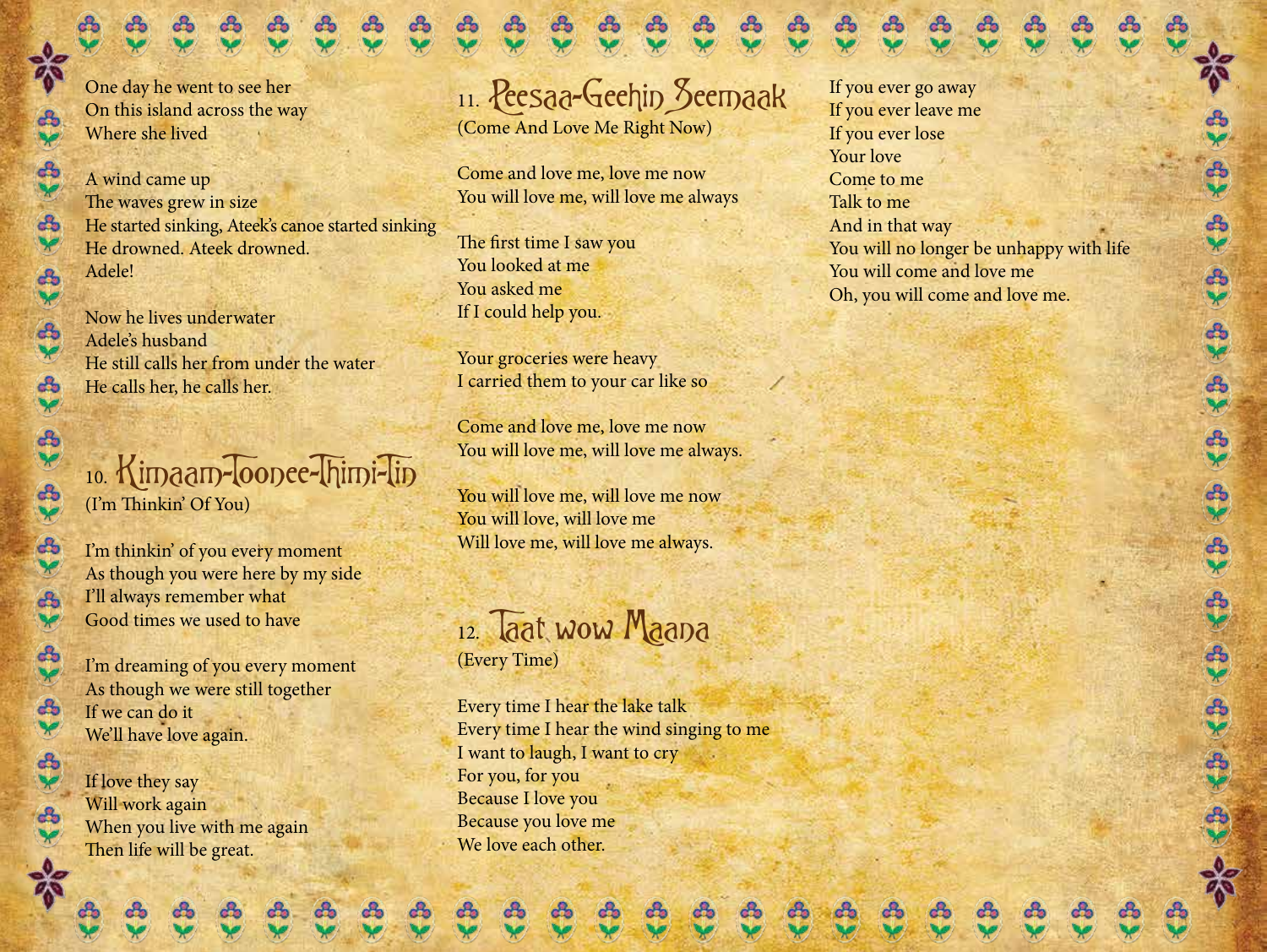One day he went to see her
On this island across the way
Where she lived

A wind came up
The waves grew in size
He started sinking, Ateek's canoe started sinking
He drowned. Ateek drowned.
Adele!

Now he lives underwater
Adele's husband
He still calls her from under the water
He calls her, he calls her.

## 10. Kimaam-Toonee-Thimi-Tin

(I'm Thinkin' Of You)

I'm thinkin' of you every moment
As though you were here by my side
I'll always remember what
Good times we used to have

I'm dreaming of you every moment
As though we were still together
If we can do it
We'll have love again.

If love they say
Will work again
When you live with me again
Then life will be great.

## 11. Peesaa-Geehin Seemaak

(Come And Love Me Right Now)

Come and love me, love me now
You will love me, will love me always

The first time I saw you
You looked at me
You asked me
If I could help you.

Your groceries were heavy
I carried them to your car like so

Come and love me, love me now
You will love me, will love me always.

You will love me, will love me now
You will love, will love me
Will love me, will love me always.

## 12. Taat wow Maana

(Every Time)

Every time I hear the lake talk
Every time I hear the wind singing to me
I want to laugh, I want to cry
For you, for you
Because I love you
Because you love me
We love each other.

If you ever go away
If you ever leave me
If you ever lose
Your love
Come to me
Talk to me
And in that way
You will no longer be unhappy with life
You will come and love me
Oh, you will come and love me.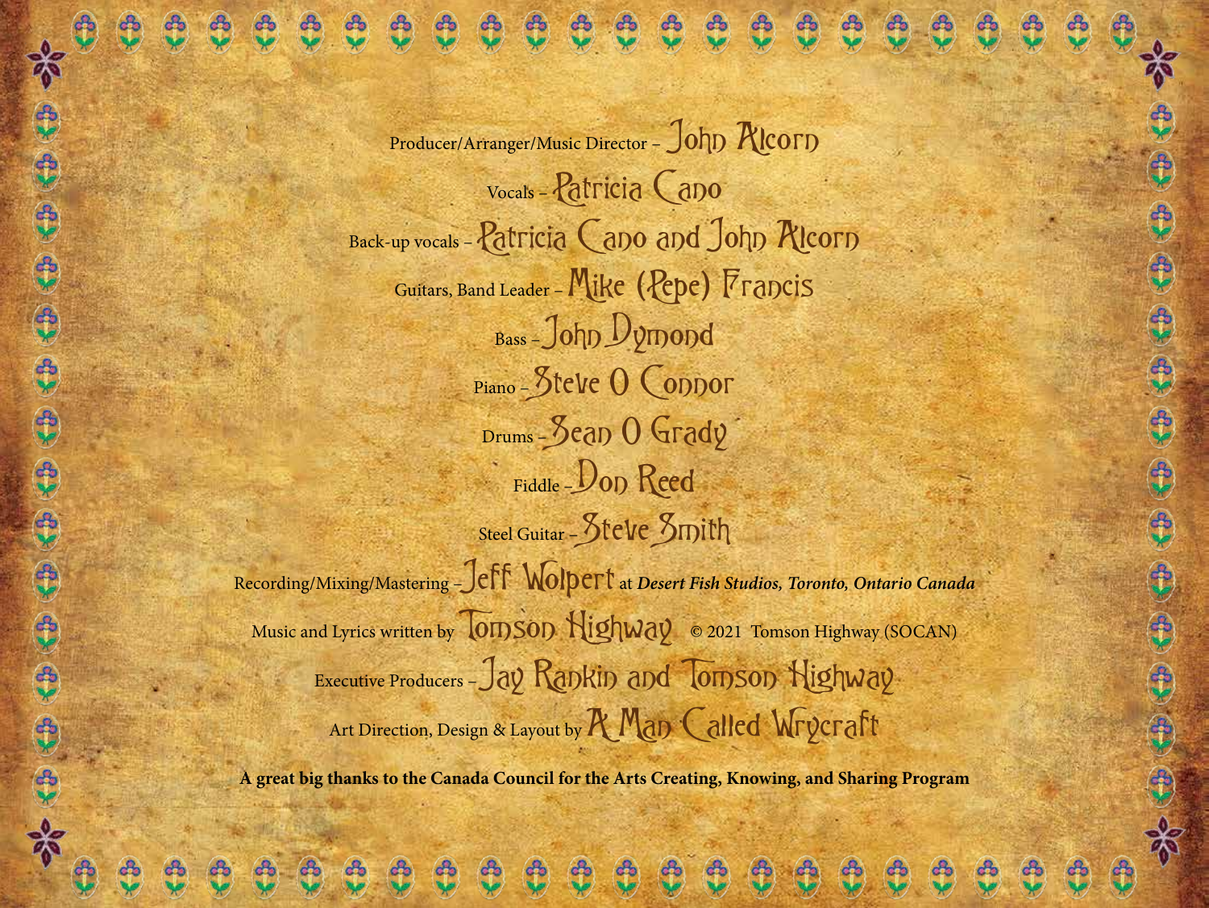Producer/Arranger/Music Director – John Alcorn

Vocals – Patricia Cano

Back-up vocals – Patricia Cano and John Alcorn

Guitars, Band Leader – Mike (Pepe) Francis

Bass – John Dymond

Piano – Steve O Connor

Drums – Sean O Grady

Fiddle – Don Reed

Steel Guitar – Steve Smith

Recording/Mixing/Mastering – Jeff Wolpert at ***Desert Fish Studios, Toronto, Ontario Canada***

Music and Lyrics written by Tomson Highway © 2021 Tomson Highway (SOCAN)

Executive Producers – Jay Rankin and Tomson Highway

Art Direction, Design & Layout by A Man Called Wrycraft

**A great big thanks to the Canada Council for the Arts Creating, Knowing, and Sharing Program**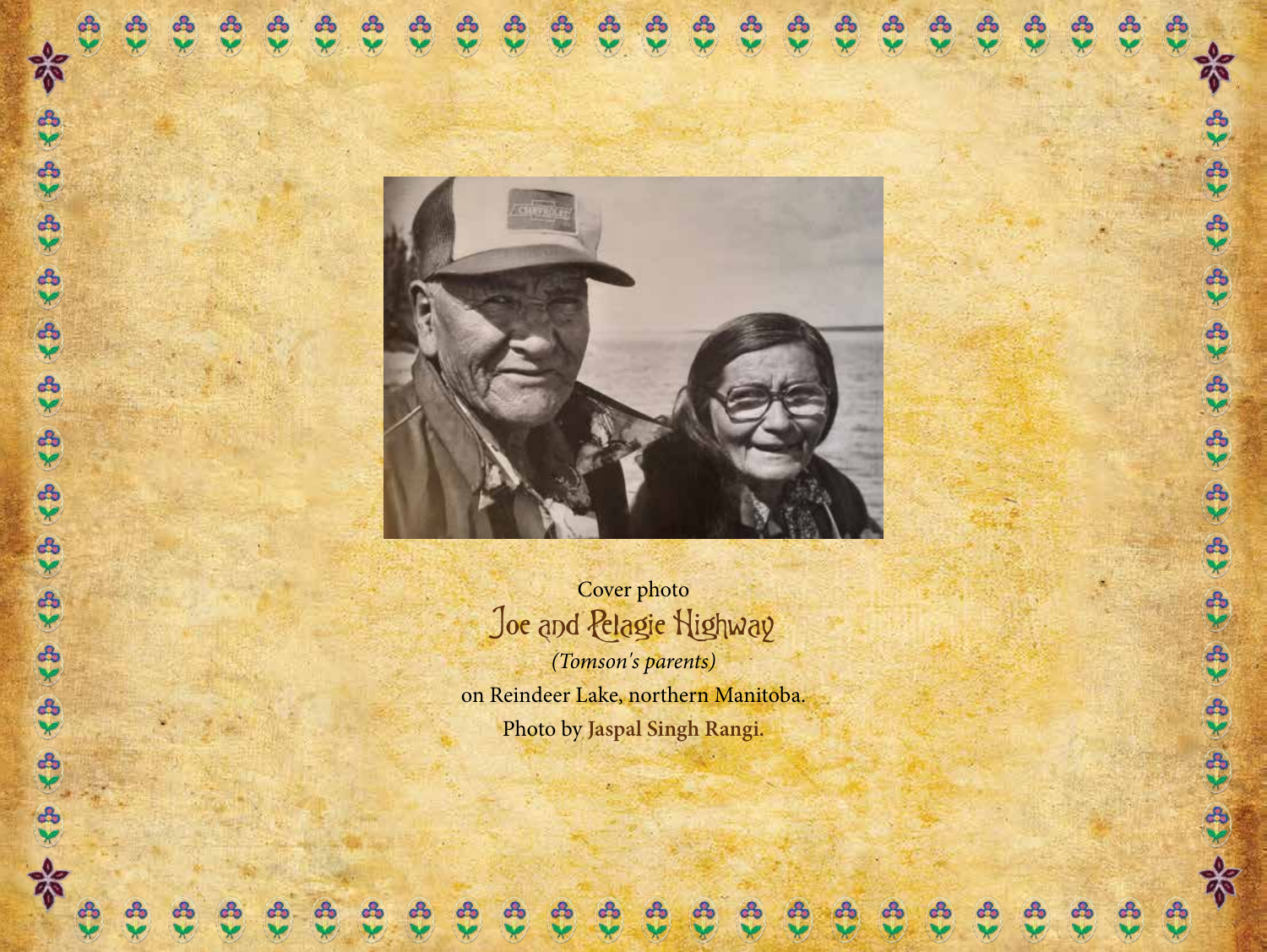Cover photo

Joe and Pelagie Highway

*(Tomson's parents)*

on Reindeer Lake, northern Manitoba.

Photo by **Jaspal Singh Rangi**.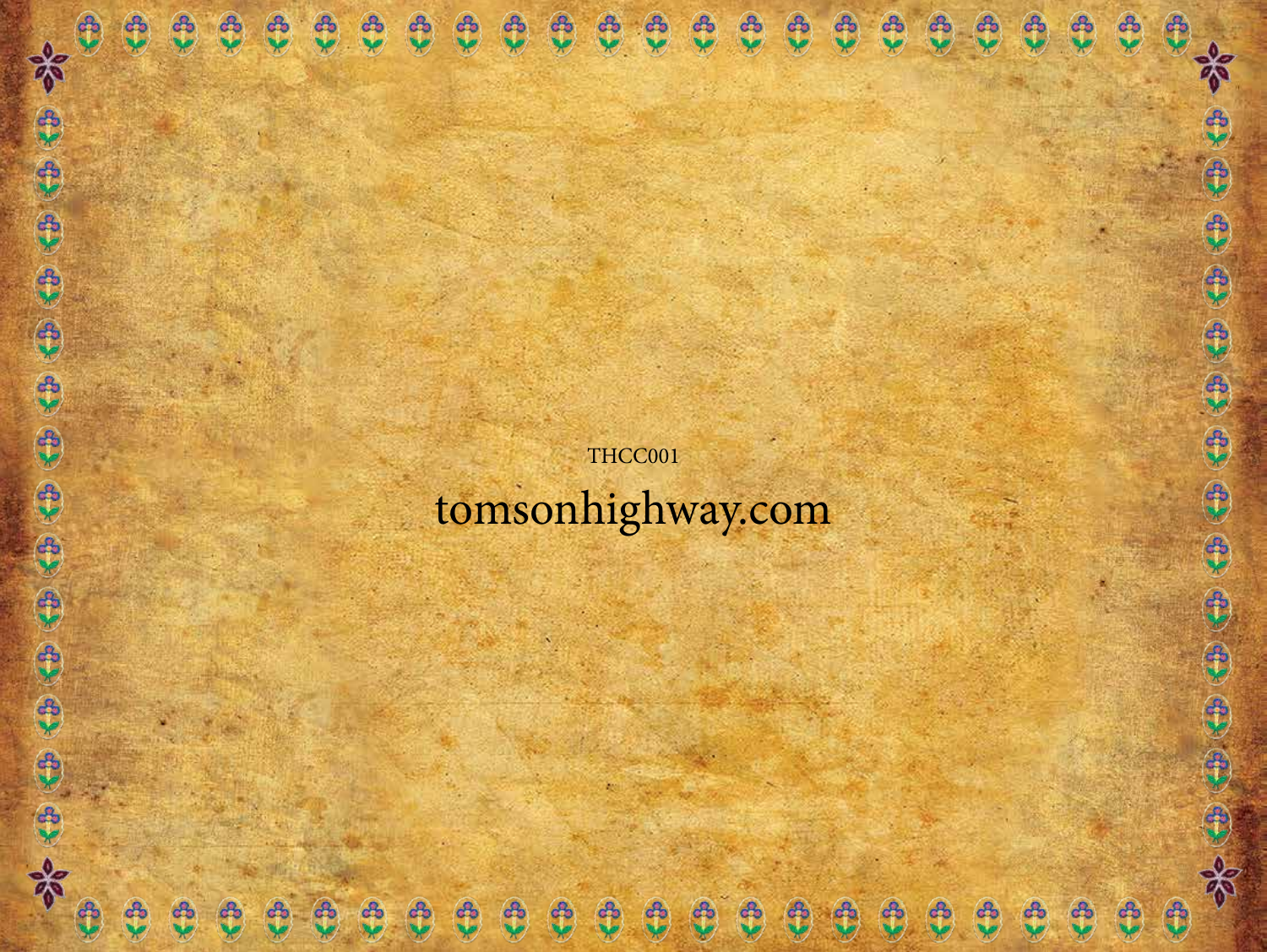THCC001

tomsonhighway.com